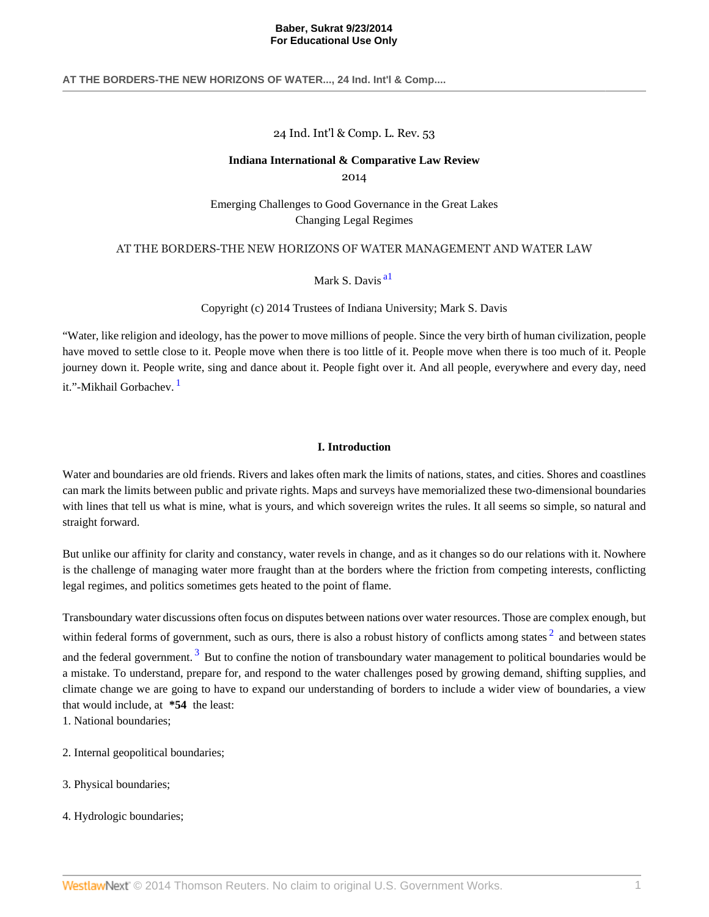24 Ind. Int'l & Comp. L. Rev. 53

**Indiana International & Comparative Law Review**

2014

Emerging Challenges to Good Governance in the Great Lakes
Changing Legal Regimes

# AT THE BORDERS-THE NEW HORIZONS OF WATER MANAGEMENT AND WATER LAW

Mark S. Davis [a1]

Copyright (c) 2014 Trustees of Indiana University; Mark S. Davis

"Water, like religion and ideology, has the power to move millions of people. Since the very birth of human civilization, people have moved to settle close to it. People move when there is too little of it. People move when there is too much of it. People journey down it. People write, sing and dance about it. People fight over it. And all people, everywhere and every day, need it."-Mikhail Gorbachev. [1]

## I. Introduction

Water and boundaries are old friends. Rivers and lakes often mark the limits of nations, states, and cities. Shores and coastlines can mark the limits between public and private rights. Maps and surveys have memorialized these two-dimensional boundaries with lines that tell us what is mine, what is yours, and which sovereign writes the rules. It all seems so simple, so natural and straight forward.

But unlike our affinity for clarity and constancy, water revels in change, and as it changes so do our relations with it. Nowhere is the challenge of managing water more fraught than at the borders where the friction from competing interests, conflicting legal regimes, and politics sometimes gets heated to the point of flame.

Transboundary water discussions often focus on disputes between nations over water resources. Those are complex enough, but within federal forms of government, such as ours, there is also a robust history of conflicts among states [2] and between states and the federal government. [3] But to confine the notion of transboundary water management to political boundaries would be a mistake. To understand, prepare for, and respond to the water challenges posed by growing demand, shifting supplies, and climate change we are going to have to expand our understanding of borders to include a wider view of boundaries, a view that would include, at **\*54** the least:

1. National boundaries;

2. Internal geopolitical boundaries;

3. Physical boundaries;

4. Hydrologic boundaries;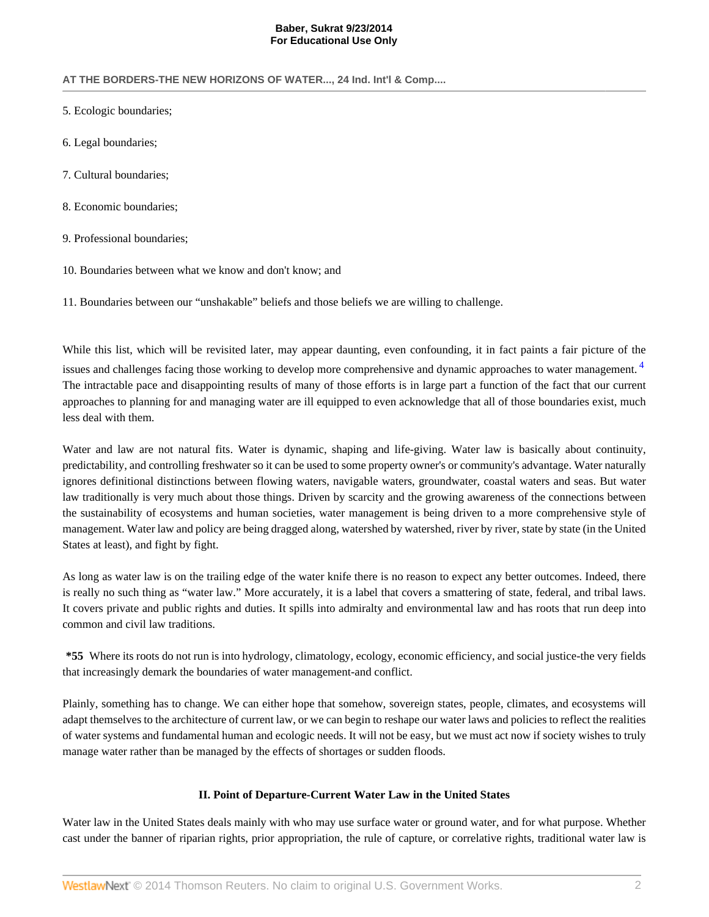5. Ecologic boundaries;

6. Legal boundaries;

7. Cultural boundaries;

8. Economic boundaries;

9. Professional boundaries;

10. Boundaries between what we know and don't know; and

11. Boundaries between our "unshakable" beliefs and those beliefs we are willing to challenge.

While this list, which will be revisited later, may appear daunting, even confounding, it in fact paints a fair picture of the issues and challenges facing those working to develop more comprehensive and dynamic approaches to water management.[4] The intractable pace and disappointing results of many of those efforts is in large part a function of the fact that our current approaches to planning for and managing water are ill equipped to even acknowledge that all of those boundaries exist, much less deal with them.

Water and law are not natural fits. Water is dynamic, shaping and life-giving. Water law is basically about continuity, predictability, and controlling freshwater so it can be used to some property owner's or community's advantage. Water naturally ignores definitional distinctions between flowing waters, navigable waters, groundwater, coastal waters and seas. But water law traditionally is very much about those things. Driven by scarcity and the growing awareness of the connections between the sustainability of ecosystems and human societies, water management is being driven to a more comprehensive style of management. Water law and policy are being dragged along, watershed by watershed, river by river, state by state (in the United States at least), and fight by fight.

As long as water law is on the trailing edge of the water knife there is no reason to expect any better outcomes. Indeed, there is really no such thing as "water law." More accurately, it is a label that covers a smattering of state, federal, and tribal laws. It covers private and public rights and duties. It spills into admiralty and environmental law and has roots that run deep into common and civil law traditions.

**\*55** Where its roots do not run is into hydrology, climatology, ecology, economic efficiency, and social justice-the very fields that increasingly demark the boundaries of water management-and conflict.

Plainly, something has to change. We can either hope that somehow, sovereign states, people, climates, and ecosystems will adapt themselves to the architecture of current law, or we can begin to reshape our water laws and policies to reflect the realities of water systems and fundamental human and ecologic needs. It will not be easy, but we must act now if society wishes to truly manage water rather than be managed by the effects of shortages or sudden floods.

## II. Point of Departure-Current Water Law in the United States

Water law in the United States deals mainly with who may use surface water or ground water, and for what purpose. Whether cast under the banner of riparian rights, prior appropriation, the rule of capture, or correlative rights, traditional water law is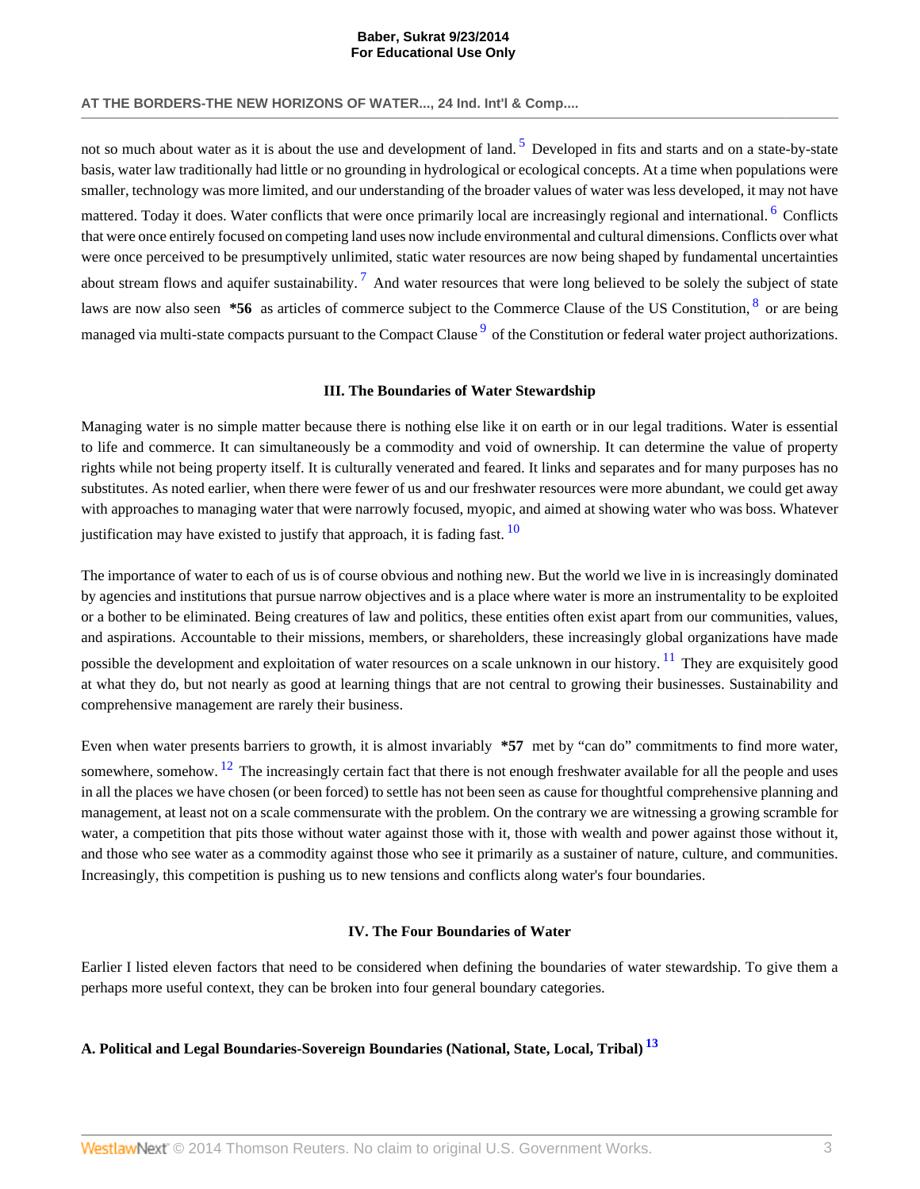not so much about water as it is about the use and development of land.[5] Developed in fits and starts and on a state-by-state basis, water law traditionally had little or no grounding in hydrological or ecological concepts. At a time when populations were smaller, technology was more limited, and our understanding of the broader values of water was less developed, it may not have mattered. Today it does. Water conflicts that were once primarily local are increasingly regional and international.[6] Conflicts that were once entirely focused on competing land uses now include environmental and cultural dimensions. Conflicts over what were once perceived to be presumptively unlimited, static water resources are now being shaped by fundamental uncertainties about stream flows and aquifer sustainability.[7] And water resources that were long believed to be solely the subject of state laws are now also seen **\*56** as articles of commerce subject to the Commerce Clause of the US Constitution,[8] or are being managed via multi-state compacts pursuant to the Compact Clause[9] of the Constitution or federal water project authorizations.

### III. The Boundaries of Water Stewardship

Managing water is no simple matter because there is nothing else like it on earth or in our legal traditions. Water is essential to life and commerce. It can simultaneously be a commodity and void of ownership. It can determine the value of property rights while not being property itself. It is culturally venerated and feared. It links and separates and for many purposes has no substitutes. As noted earlier, when there were fewer of us and our freshwater resources were more abundant, we could get away with approaches to managing water that were narrowly focused, myopic, and aimed at showing water who was boss. Whatever justification may have existed to justify that approach, it is fading fast.[10]

The importance of water to each of us is of course obvious and nothing new. But the world we live in is increasingly dominated by agencies and institutions that pursue narrow objectives and is a place where water is more an instrumentality to be exploited or a bother to be eliminated. Being creatures of law and politics, these entities often exist apart from our communities, values, and aspirations. Accountable to their missions, members, or shareholders, these increasingly global organizations have made possible the development and exploitation of water resources on a scale unknown in our history.[11] They are exquisitely good at what they do, but not nearly as good at learning things that are not central to growing their businesses. Sustainability and comprehensive management are rarely their business.

Even when water presents barriers to growth, it is almost invariably **\*57** met by "can do" commitments to find more water, somewhere, somehow.[12] The increasingly certain fact that there is not enough freshwater available for all the people and uses in all the places we have chosen (or been forced) to settle has not been seen as cause for thoughtful comprehensive planning and management, at least not on a scale commensurate with the problem. On the contrary we are witnessing a growing scramble for water, a competition that pits those without water against those with it, those with wealth and power against those without it, and those who see water as a commodity against those who see it primarily as a sustainer of nature, culture, and communities. Increasingly, this competition is pushing us to new tensions and conflicts along water's four boundaries.

### IV. The Four Boundaries of Water

Earlier I listed eleven factors that need to be considered when defining the boundaries of water stewardship. To give them a perhaps more useful context, they can be broken into four general boundary categories.

#### A. Political and Legal Boundaries-Sovereign Boundaries (National, State, Local, Tribal)[13]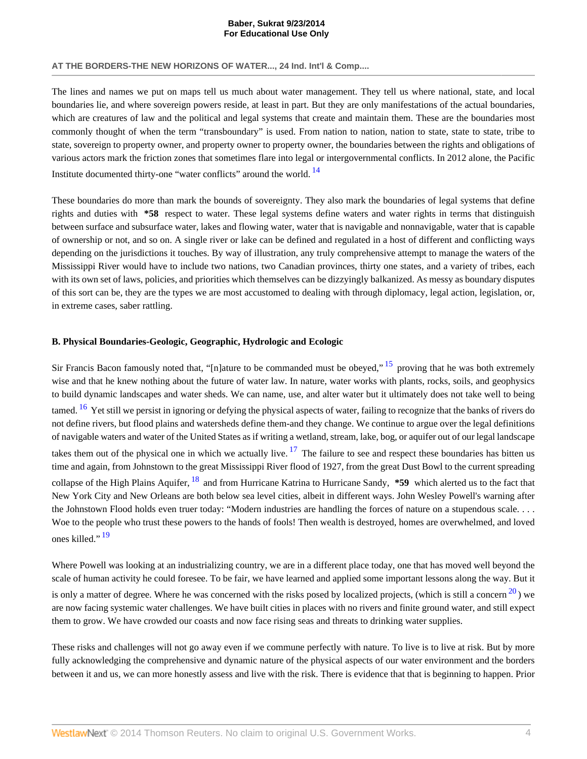The lines and names we put on maps tell us much about water management. They tell us where national, state, and local boundaries lie, and where sovereign powers reside, at least in part. But they are only manifestations of the actual boundaries, which are creatures of law and the political and legal systems that create and maintain them. These are the boundaries most commonly thought of when the term "transboundary" is used. From nation to nation, nation to state, state to state, tribe to state, sovereign to property owner, and property owner to property owner, the boundaries between the rights and obligations of various actors mark the friction zones that sometimes flare into legal or intergovernmental conflicts. In 2012 alone, the Pacific Institute documented thirty-one "water conflicts" around the world. [14]

These boundaries do more than mark the bounds of sovereignty. They also mark the boundaries of legal systems that define rights and duties with **\*58** respect to water. These legal systems define waters and water rights in terms that distinguish between surface and subsurface water, lakes and flowing water, water that is navigable and nonnavigable, water that is capable of ownership or not, and so on. A single river or lake can be defined and regulated in a host of different and conflicting ways depending on the jurisdictions it touches. By way of illustration, any truly comprehensive attempt to manage the waters of the Mississippi River would have to include two nations, two Canadian provinces, thirty one states, and a variety of tribes, each with its own set of laws, policies, and priorities which themselves can be dizzyingly balkanized. As messy as boundary disputes of this sort can be, they are the types we are most accustomed to dealing with through diplomacy, legal action, legislation, or, in extreme cases, saber rattling.

### B. Physical Boundaries-Geologic, Geographic, Hydrologic and Ecologic

Sir Francis Bacon famously noted that, "[n]ature to be commanded must be obeyed," [15] proving that he was both extremely wise and that he knew nothing about the future of water law. In nature, water works with plants, rocks, soils, and geophysics to build dynamic landscapes and water sheds. We can name, use, and alter water but it ultimately does not take well to being tamed. [16] Yet still we persist in ignoring or defying the physical aspects of water, failing to recognize that the banks of rivers do not define rivers, but flood plains and watersheds define them-and they change. We continue to argue over the legal definitions of navigable waters and water of the United States as if writing a wetland, stream, lake, bog, or aquifer out of our legal landscape takes them out of the physical one in which we actually live. [17] The failure to see and respect these boundaries has bitten us time and again, from Johnstown to the great Mississippi River flood of 1927, from the great Dust Bowl to the current spreading collapse of the High Plains Aquifer, [18] and from Hurricane Katrina to Hurricane Sandy, **\*59** which alerted us to the fact that New York City and New Orleans are both below sea level cities, albeit in different ways. John Wesley Powell's warning after the Johnstown Flood holds even truer today: "Modern industries are handling the forces of nature on a stupendous scale. . . . Woe to the people who trust these powers to the hands of fools! Then wealth is destroyed, homes are overwhelmed, and loved ones killed." [19]

Where Powell was looking at an industrializing country, we are in a different place today, one that has moved well beyond the scale of human activity he could foresee. To be fair, we have learned and applied some important lessons along the way. But it is only a matter of degree. Where he was concerned with the risks posed by localized projects, (which is still a concern [20]) we are now facing systemic water challenges. We have built cities in places with no rivers and finite ground water, and still expect them to grow. We have crowded our coasts and now face rising seas and threats to drinking water supplies.

These risks and challenges will not go away even if we commune perfectly with nature. To live is to live at risk. But by more fully acknowledging the comprehensive and dynamic nature of the physical aspects of our water environment and the borders between it and us, we can more honestly assess and live with the risk. There is evidence that that is beginning to happen. Prior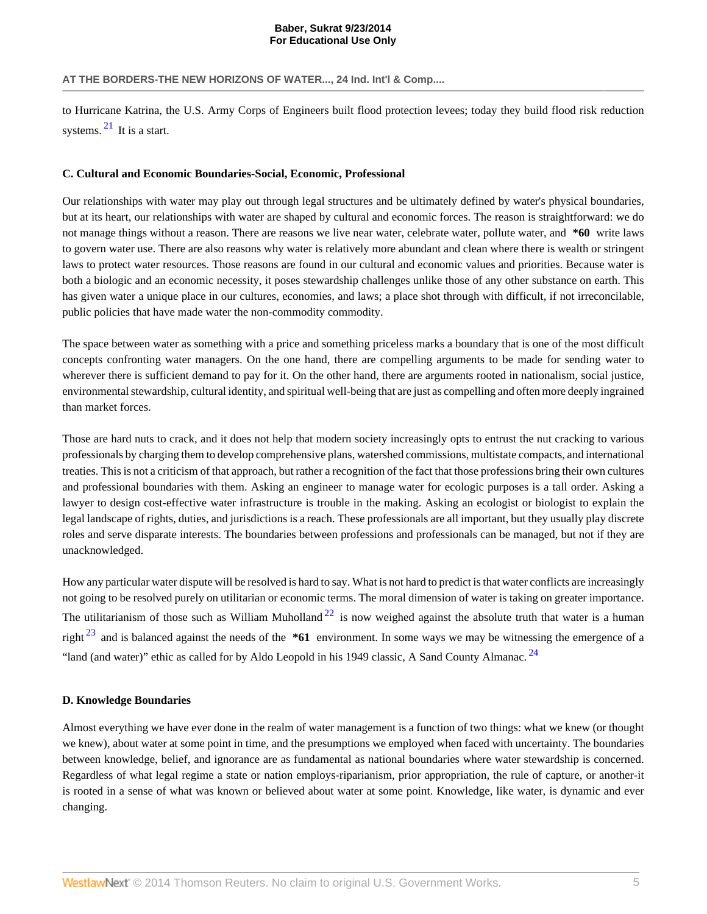to Hurricane Katrina, the U.S. Army Corps of Engineers built flood protection levees; today they build flood risk reduction systems.[21] It is a start.

### C. Cultural and Economic Boundaries-Social, Economic, Professional

Our relationships with water may play out through legal structures and be ultimately defined by water's physical boundaries, but at its heart, our relationships with water are shaped by cultural and economic forces. The reason is straightforward: we do not manage things without a reason. There are reasons we live near water, celebrate water, pollute water, and **\*60** write laws to govern water use. There are also reasons why water is relatively more abundant and clean where there is wealth or stringent laws to protect water resources. Those reasons are found in our cultural and economic values and priorities. Because water is both a biologic and an economic necessity, it poses stewardship challenges unlike those of any other substance on earth. This has given water a unique place in our cultures, economies, and laws; a place shot through with difficult, if not irreconcilable, public policies that have made water the non-commodity commodity.

The space between water as something with a price and something priceless marks a boundary that is one of the most difficult concepts confronting water managers. On the one hand, there are compelling arguments to be made for sending water to wherever there is sufficient demand to pay for it. On the other hand, there are arguments rooted in nationalism, social justice, environmental stewardship, cultural identity, and spiritual well-being that are just as compelling and often more deeply ingrained than market forces.

Those are hard nuts to crack, and it does not help that modern society increasingly opts to entrust the nut cracking to various professionals by charging them to develop comprehensive plans, watershed commissions, multistate compacts, and international treaties. This is not a criticism of that approach, but rather a recognition of the fact that those professions bring their own cultures and professional boundaries with them. Asking an engineer to manage water for ecologic purposes is a tall order. Asking a lawyer to design cost-effective water infrastructure is trouble in the making. Asking an ecologist or biologist to explain the legal landscape of rights, duties, and jurisdictions is a reach. These professionals are all important, but they usually play discrete roles and serve disparate interests. The boundaries between professions and professionals can be managed, but not if they are unacknowledged.

How any particular water dispute will be resolved is hard to say. What is not hard to predict is that water conflicts are increasingly not going to be resolved purely on utilitarian or economic terms. The moral dimension of water is taking on greater importance. The utilitarianism of those such as William Muholland[22] is now weighed against the absolute truth that water is a human right[23] and is balanced against the needs of the **\*61** environment. In some ways we may be witnessing the emergence of a "land (and water)" ethic as called for by Aldo Leopold in his 1949 classic, A Sand County Almanac.[24]

### D. Knowledge Boundaries

Almost everything we have ever done in the realm of water management is a function of two things: what we knew (or thought we knew), about water at some point in time, and the presumptions we employed when faced with uncertainty. The boundaries between knowledge, belief, and ignorance are as fundamental as national boundaries where water stewardship is concerned. Regardless of what legal regime a state or nation employs-riparianism, prior appropriation, the rule of capture, or another-it is rooted in a sense of what was known or believed about water at some point. Knowledge, like water, is dynamic and ever changing.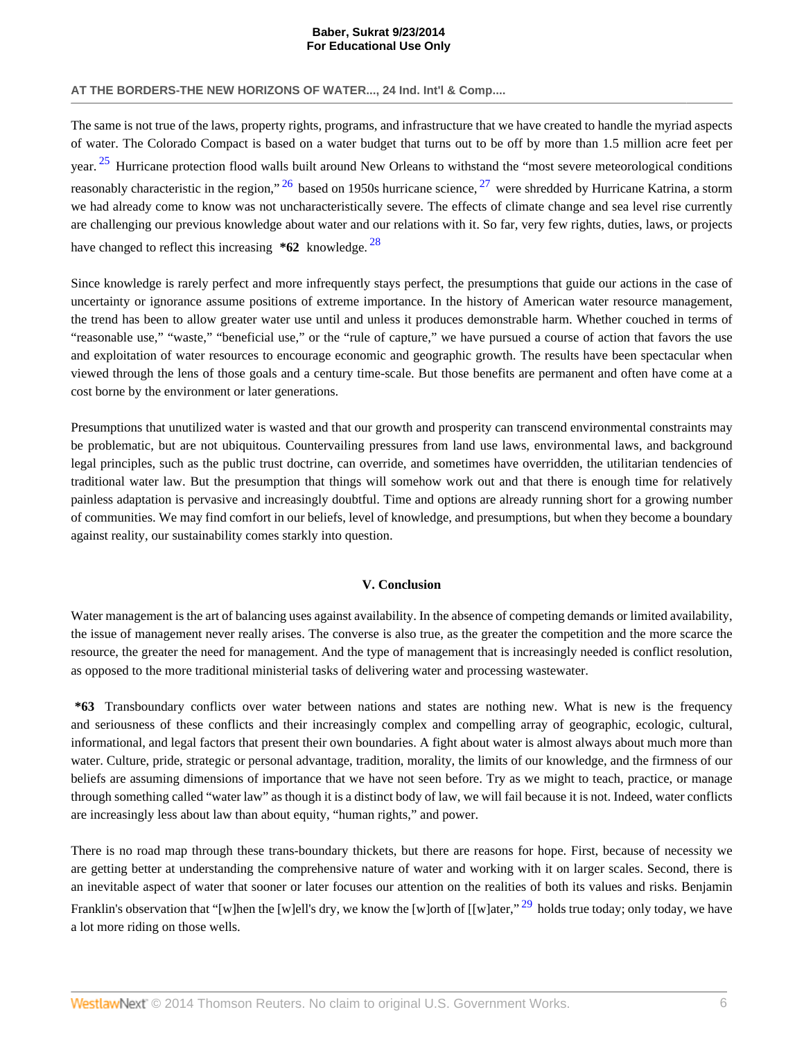The same is not true of the laws, property rights, programs, and infrastructure that we have created to handle the myriad aspects of water. The Colorado Compact is based on a water budget that turns out to be off by more than 1.5 million acre feet per year.[25] Hurricane protection flood walls built around New Orleans to withstand the "most severe meteorological conditions reasonably characteristic in the region,"[26] based on 1950s hurricane science,[27] were shredded by Hurricane Katrina, a storm we had already come to know was not uncharacteristically severe. The effects of climate change and sea level rise currently are challenging our previous knowledge about water and our relations with it. So far, very few rights, duties, laws, or projects have changed to reflect this increasing **\*62** knowledge.[28]

Since knowledge is rarely perfect and more infrequently stays perfect, the presumptions that guide our actions in the case of uncertainty or ignorance assume positions of extreme importance. In the history of American water resource management, the trend has been to allow greater water use until and unless it produces demonstrable harm. Whether couched in terms of "reasonable use," "waste," "beneficial use," or the "rule of capture," we have pursued a course of action that favors the use and exploitation of water resources to encourage economic and geographic growth. The results have been spectacular when viewed through the lens of those goals and a century time-scale. But those benefits are permanent and often have come at a cost borne by the environment or later generations.

Presumptions that unutilized water is wasted and that our growth and prosperity can transcend environmental constraints may be problematic, but are not ubiquitous. Countervailing pressures from land use laws, environmental laws, and background legal principles, such as the public trust doctrine, can override, and sometimes have overridden, the utilitarian tendencies of traditional water law. But the presumption that things will somehow work out and that there is enough time for relatively painless adaptation is pervasive and increasingly doubtful. Time and options are already running short for a growing number of communities. We may find comfort in our beliefs, level of knowledge, and presumptions, but when they become a boundary against reality, our sustainability comes starkly into question.

## V. Conclusion

Water management is the art of balancing uses against availability. In the absence of competing demands or limited availability, the issue of management never really arises. The converse is also true, as the greater the competition and the more scarce the resource, the greater the need for management. And the type of management that is increasingly needed is conflict resolution, as opposed to the more traditional ministerial tasks of delivering water and processing wastewater.

**\*63** Transboundary conflicts over water between nations and states are nothing new. What is new is the frequency and seriousness of these conflicts and their increasingly complex and compelling array of geographic, ecologic, cultural, informational, and legal factors that present their own boundaries. A fight about water is almost always about much more than water. Culture, pride, strategic or personal advantage, tradition, morality, the limits of our knowledge, and the firmness of our beliefs are assuming dimensions of importance that we have not seen before. Try as we might to teach, practice, or manage through something called "water law" as though it is a distinct body of law, we will fail because it is not. Indeed, water conflicts are increasingly less about law than about equity, "human rights," and power.

There is no road map through these trans-boundary thickets, but there are reasons for hope. First, because of necessity we are getting better at understanding the comprehensive nature of water and working with it on larger scales. Second, there is an inevitable aspect of water that sooner or later focuses our attention on the realities of both its values and risks. Benjamin Franklin's observation that "[w]hen the [w]ell's dry, we know the [w]orth of [[w]ater,"[29] holds true today; only today, we have a lot more riding on those wells.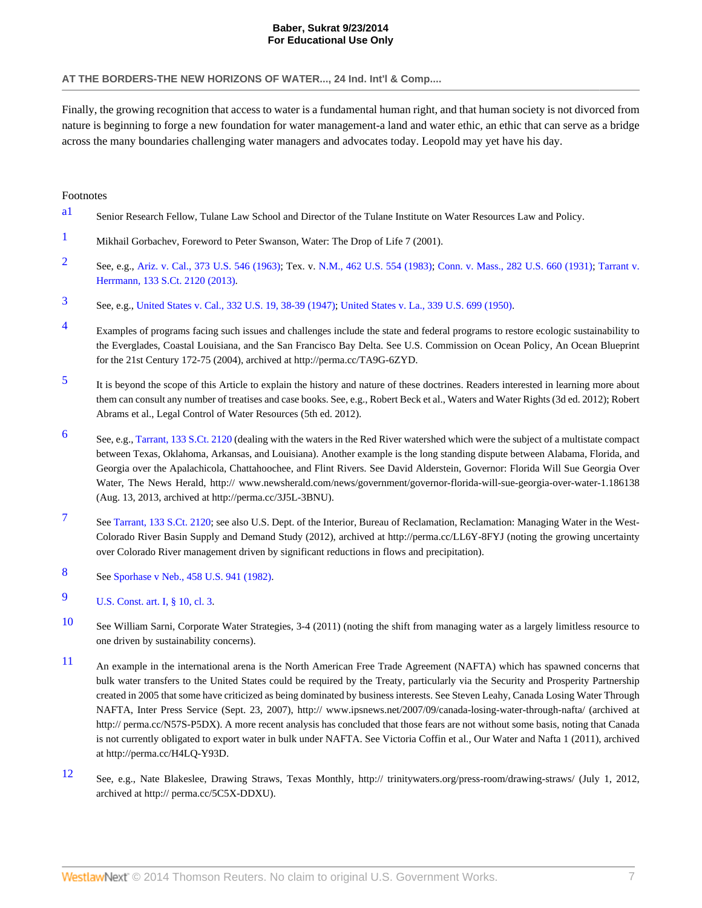Finally, the growing recognition that access to water is a fundamental human right, and that human society is not divorced from nature is beginning to forge a new foundation for water management-a land and water ethic, an ethic that can serve as a bridge across the many boundaries challenging water managers and advocates today. Leopold may yet have his day.

Footnotes

a1 Senior Research Fellow, Tulane Law School and Director of the Tulane Institute on Water Resources Law and Policy.

1 Mikhail Gorbachev, Foreword to Peter Swanson, Water: The Drop of Life 7 (2001).

2 See, e.g., Ariz. v. Cal., 373 U.S. 546 (1963); Tex. v. N.M., 462 U.S. 554 (1983); Conn. v. Mass., 282 U.S. 660 (1931); Tarrant v. Herrmann, 133 S.Ct. 2120 (2013).

3 See, e.g., United States v. Cal., 332 U.S. 19, 38-39 (1947); United States v. La., 339 U.S. 699 (1950).

4 Examples of programs facing such issues and challenges include the state and federal programs to restore ecologic sustainability to the Everglades, Coastal Louisiana, and the San Francisco Bay Delta. See U.S. Commission on Ocean Policy, An Ocean Blueprint for the 21st Century 172-75 (2004), archived at http://perma.cc/TA9G-6ZYD.

5 It is beyond the scope of this Article to explain the history and nature of these doctrines. Readers interested in learning more about them can consult any number of treatises and case books. See, e.g., Robert Beck et al., Waters and Water Rights (3d ed. 2012); Robert Abrams et al., Legal Control of Water Resources (5th ed. 2012).

6 See, e.g., Tarrant, 133 S.Ct. 2120 (dealing with the waters in the Red River watershed which were the subject of a multistate compact between Texas, Oklahoma, Arkansas, and Louisiana). Another example is the long standing dispute between Alabama, Florida, and Georgia over the Apalachicola, Chattahoochee, and Flint Rivers. See David Alderstein, Governor: Florida Will Sue Georgia Over Water, The News Herald, http:// www.newsherald.com/news/government/governor-florida-will-sue-georgia-over-water-1.186138 (Aug. 13, 2013, archived at http://perma.cc/3J5L-3BNU).

7 See Tarrant, 133 S.Ct. 2120; see also U.S. Dept. of the Interior, Bureau of Reclamation, Reclamation: Managing Water in the West-Colorado River Basin Supply and Demand Study (2012), archived at http://perma.cc/LL6Y-8FYJ (noting the growing uncertainty over Colorado River management driven by significant reductions in flows and precipitation).

8 See Sporhase v Neb., 458 U.S. 941 (1982).

9 U.S. Const. art. I, § 10, cl. 3.

10 See William Sarni, Corporate Water Strategies, 3-4 (2011) (noting the shift from managing water as a largely limitless resource to one driven by sustainability concerns).

11 An example in the international arena is the North American Free Trade Agreement (NAFTA) which has spawned concerns that bulk water transfers to the United States could be required by the Treaty, particularly via the Security and Prosperity Partnership created in 2005 that some have criticized as being dominated by business interests. See Steven Leahy, Canada Losing Water Through NAFTA, Inter Press Service (Sept. 23, 2007), http:// www.ipsnews.net/2007/09/canada-losing-water-through-nafta/ (archived at http:// perma.cc/N57S-P5DX). A more recent analysis has concluded that those fears are not without some basis, noting that Canada is not currently obligated to export water in bulk under NAFTA. See Victoria Coffin et al., Our Water and Nafta 1 (2011), archived at http://perma.cc/H4LQ-Y93D.

12 See, e.g., Nate Blakeslee, Drawing Straws, Texas Monthly, http:// trinitywaters.org/press-room/drawing-straws/ (July 1, 2012, archived at http:// perma.cc/5C5X-DDXU).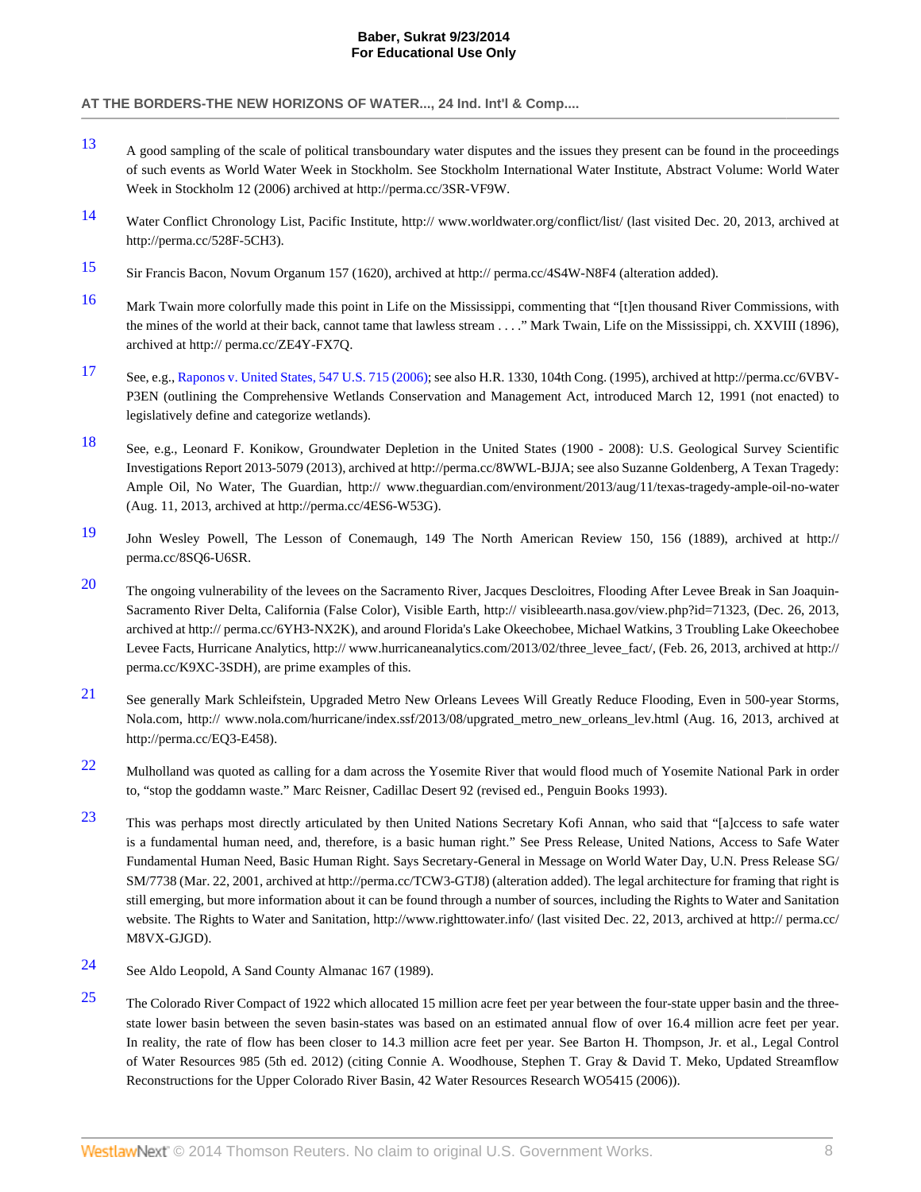13 A good sampling of the scale of political transboundary water disputes and the issues they present can be found in the proceedings of such events as World Water Week in Stockholm. See Stockholm International Water Institute, Abstract Volume: World Water Week in Stockholm 12 (2006) archived at http://perma.cc/3SR-VF9W.

14 Water Conflict Chronology List, Pacific Institute, http:// www.worldwater.org/conflict/list/ (last visited Dec. 20, 2013, archived at http://perma.cc/528F-5CH3).

15 Sir Francis Bacon, Novum Organum 157 (1620), archived at http:// perma.cc/4S4W-N8F4 (alteration added).

16 Mark Twain more colorfully made this point in Life on the Mississippi, commenting that "[t]en thousand River Commissions, with the mines of the world at their back, cannot tame that lawless stream . . . ." Mark Twain, Life on the Mississippi, ch. XXVIII (1896), archived at http:// perma.cc/ZE4Y-FX7Q.

17 See, e.g., Raponos v. United States, 547 U.S. 715 (2006); see also H.R. 1330, 104th Cong. (1995), archived at http://perma.cc/6VBV-P3EN (outlining the Comprehensive Wetlands Conservation and Management Act, introduced March 12, 1991 (not enacted) to legislatively define and categorize wetlands).

18 See, e.g., Leonard F. Konikow, Groundwater Depletion in the United States (1900 - 2008): U.S. Geological Survey Scientific Investigations Report 2013-5079 (2013), archived at http://perma.cc/8WWL-BJJA; see also Suzanne Goldenberg, A Texan Tragedy: Ample Oil, No Water, The Guardian, http:// www.theguardian.com/environment/2013/aug/11/texas-tragedy-ample-oil-no-water (Aug. 11, 2013, archived at http://perma.cc/4ES6-W53G).

19 John Wesley Powell, The Lesson of Conemaugh, 149 The North American Review 150, 156 (1889), archived at http:// perma.cc/8SQ6-U6SR.

20 The ongoing vulnerability of the levees on the Sacramento River, Jacques Descloitres, Flooding After Levee Break in San Joaquin-Sacramento River Delta, California (False Color), Visible Earth, http:// visibleearth.nasa.gov/view.php?id=71323, (Dec. 26, 2013, archived at http:// perma.cc/6YH3-NX2K), and around Florida's Lake Okeechobee, Michael Watkins, 3 Troubling Lake Okeechobee Levee Facts, Hurricane Analytics, http:// www.hurricaneanalytics.com/2013/02/three_levee_fact/, (Feb. 26, 2013, archived at http:// perma.cc/K9XC-3SDH), are prime examples of this.

21 See generally Mark Schleifstein, Upgraded Metro New Orleans Levees Will Greatly Reduce Flooding, Even in 500-year Storms, Nola.com, http:// www.nola.com/hurricane/index.ssf/2013/08/upgrated_metro_new_orleans_lev.html (Aug. 16, 2013, archived at http://perma.cc/EQ3-E458).

22 Mulholland was quoted as calling for a dam across the Yosemite River that would flood much of Yosemite National Park in order to, "stop the goddamn waste." Marc Reisner, Cadillac Desert 92 (revised ed., Penguin Books 1993).

23 This was perhaps most directly articulated by then United Nations Secretary Kofi Annan, who said that "[a]ccess to safe water is a fundamental human need, and, therefore, is a basic human right." See Press Release, United Nations, Access to Safe Water Fundamental Human Need, Basic Human Right. Says Secretary-General in Message on World Water Day, U.N. Press Release SG/SM/7738 (Mar. 22, 2001, archived at http://perma.cc/TCW3-GTJ8) (alteration added). The legal architecture for framing that right is still emerging, but more information about it can be found through a number of sources, including the Rights to Water and Sanitation website. The Rights to Water and Sanitation, http://www.righttowater.info/ (last visited Dec. 22, 2013, archived at http:// perma.cc/M8VX-GJGD).

24 See Aldo Leopold, A Sand County Almanac 167 (1989).

25 The Colorado River Compact of 1922 which allocated 15 million acre feet per year between the four-state upper basin and the three-state lower basin between the seven basin-states was based on an estimated annual flow of over 16.4 million acre feet per year. In reality, the rate of flow has been closer to 14.3 million acre feet per year. See Barton H. Thompson, Jr. et al., Legal Control of Water Resources 985 (5th ed. 2012) (citing Connie A. Woodhouse, Stephen T. Gray & David T. Meko, Updated Streamflow Reconstructions for the Upper Colorado River Basin, 42 Water Resources Research WO5415 (2006)).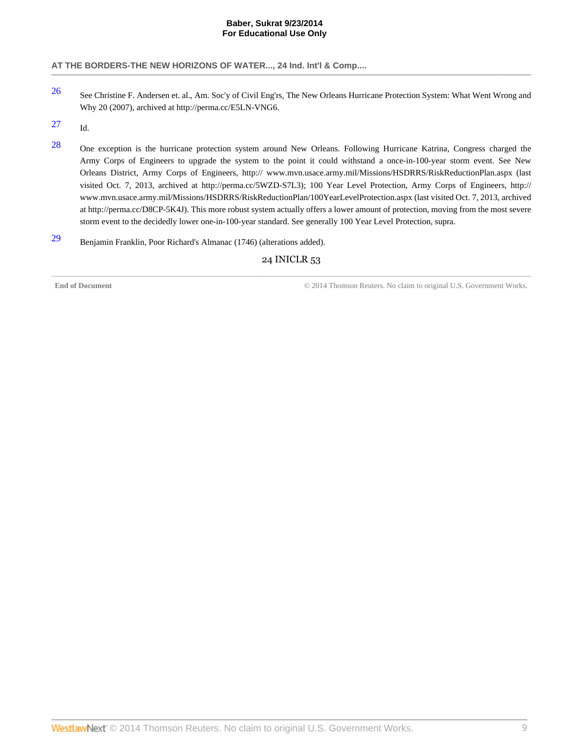26 See Christine F. Andersen et. al., Am. Soc'y of Civil Eng'rs, The New Orleans Hurricane Protection System: What Went Wrong and Why 20 (2007), archived at http://perma.cc/E5LN-VNG6.

27 Id.

28 One exception is the hurricane protection system around New Orleans. Following Hurricane Katrina, Congress charged the Army Corps of Engineers to upgrade the system to the point it could withstand a once-in-100-year storm event. See New Orleans District, Army Corps of Engineers, http:// www.mvn.usace.army.mil/Missions/HSDRRS/RiskReductionPlan.aspx (last visited Oct. 7, 2013, archived at http://perma.cc/5WZD-S7L3); 100 Year Level Protection, Army Corps of Engineers, http:// www.mvn.usace.army.mil/Missions/HSDRRS/RiskReductionPlan/100YearLevelProtection.aspx (last visited Oct. 7, 2013, archived at http://perma.cc/D8CP-5K4J). This more robust system actually offers a lower amount of protection, moving from the most severe storm event to the decidedly lower one-in-100-year standard. See generally 100 Year Level Protection, supra.

29 Benjamin Franklin, Poor Richard's Almanac (1746) (alterations added).

24 INICLR 53

**End of Document** © 2014 Thomson Reuters. No claim to original U.S. Government Works.